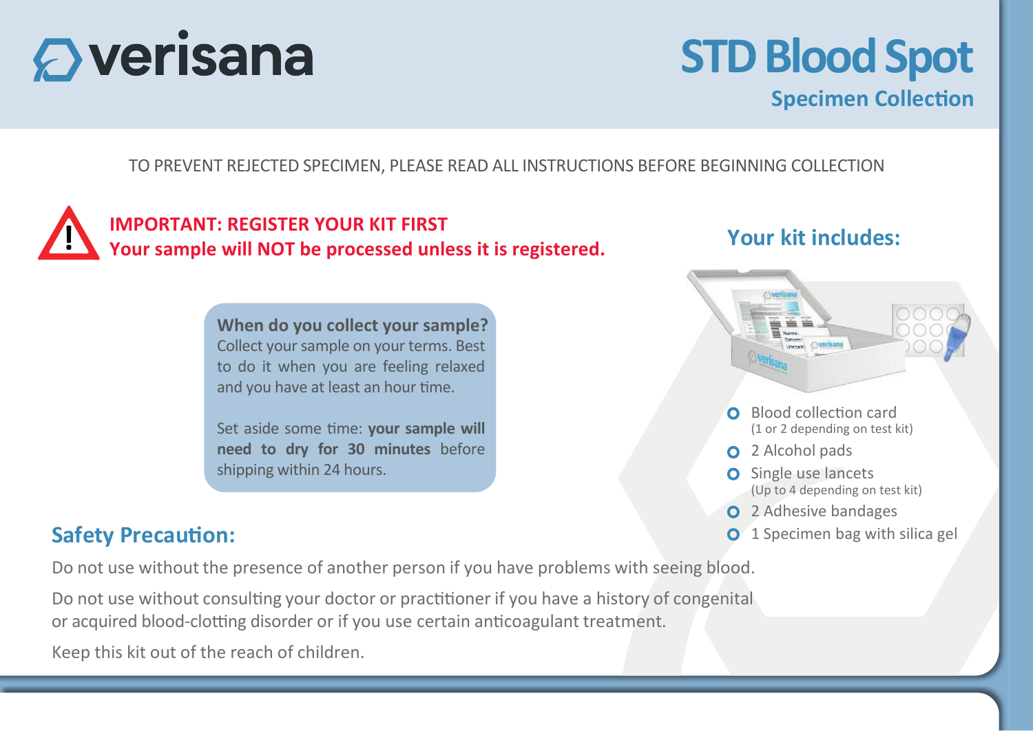# verisana

# STD Blood Spot

## Specimen Collection

TO PREVENT REJECTED SPECIMEN, PLEASE READ ALL INSTRUCTIONS BEFORE BEGINNING COLLECTION

**IMPORTANT: REGISTER YOUR KIT FIRST**
**Your sample will NOT be processed unless it is registered.**

**When do you collect your sample?**
Collect your sample on your terms. Best to do it when you are feeling relaxed and you have at least an hour time.

Set aside some time: **your sample will need to dry for 30 minutes** before shipping within 24 hours.

## Your kit includes:

- Blood collection card (1 or 2 depending on test kit)
- 2 Alcohol pads
- Single use lancets (Up to 4 depending on test kit)
- 2 Adhesive bandages
- 1 Specimen bag with silica gel

## Safety Precaution:

Do not use without the presence of another person if you have problems with seeing blood.

Do not use without consulting your doctor or practitioner if you have a history of congenital or acquired blood-clotting disorder or if you use certain anticoagulant treatment.

Keep this kit out of the reach of children.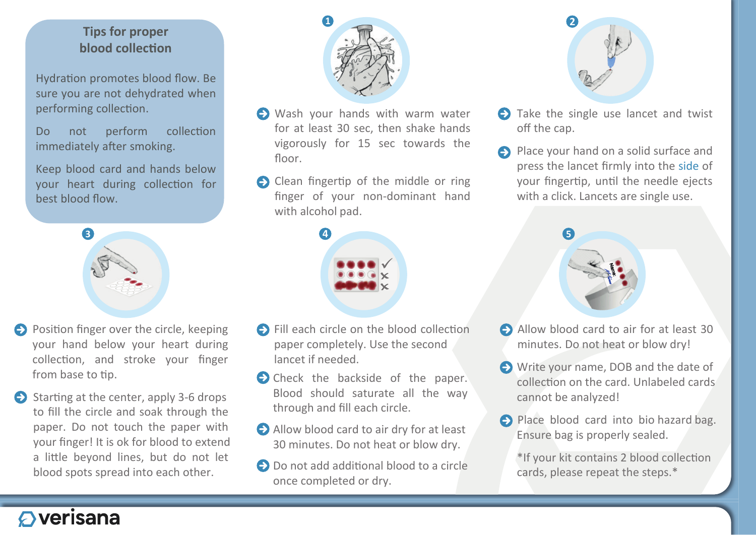## Tips for proper blood collection

Hydration promotes blood flow. Be sure you are not dehydrated when performing collection.

Do not perform collection immediately after smoking.

Keep blood card and hands below your heart during collection for best blood flow.

### 1

- Wash your hands with warm water for at least 30 sec, then shake hands vigorously for 15 sec towards the floor.
- Clean fingertip of the middle or ring finger of your non-dominant hand with alcohol pad.

### 2

- Take the single use lancet and twist off the cap.
- Place your hand on a solid surface and press the lancet firmly into the side of your fingertip, until the needle ejects with a click. Lancets are single use.

### 3

- Position finger over the circle, keeping your hand below your heart during collection, and stroke your finger from base to tip.
- Starting at the center, apply 3-6 drops to fill the circle and soak through the paper. Do not touch the paper with your finger! It is ok for blood to extend a little beyond lines, but do not let blood spots spread into each other.

### 4

- Fill each circle on the blood collection paper completely. Use the second lancet if needed.
- Check the backside of the paper. Blood should saturate all the way through and fill each circle.
- Allow blood card to air dry for at least 30 minutes. Do not heat or blow dry.
- Do not add additional blood to a circle once completed or dry.

### 5

- Allow blood card to air for at least 30 minutes. Do not heat or blow dry!
- Write your name, DOB and the date of collection on the card. Unlabeled cards cannot be analyzed!
- Place blood card into bio hazard bag. Ensure bag is properly sealed.

*If your kit contains 2 blood collection cards, please repeat the steps.*

verisana